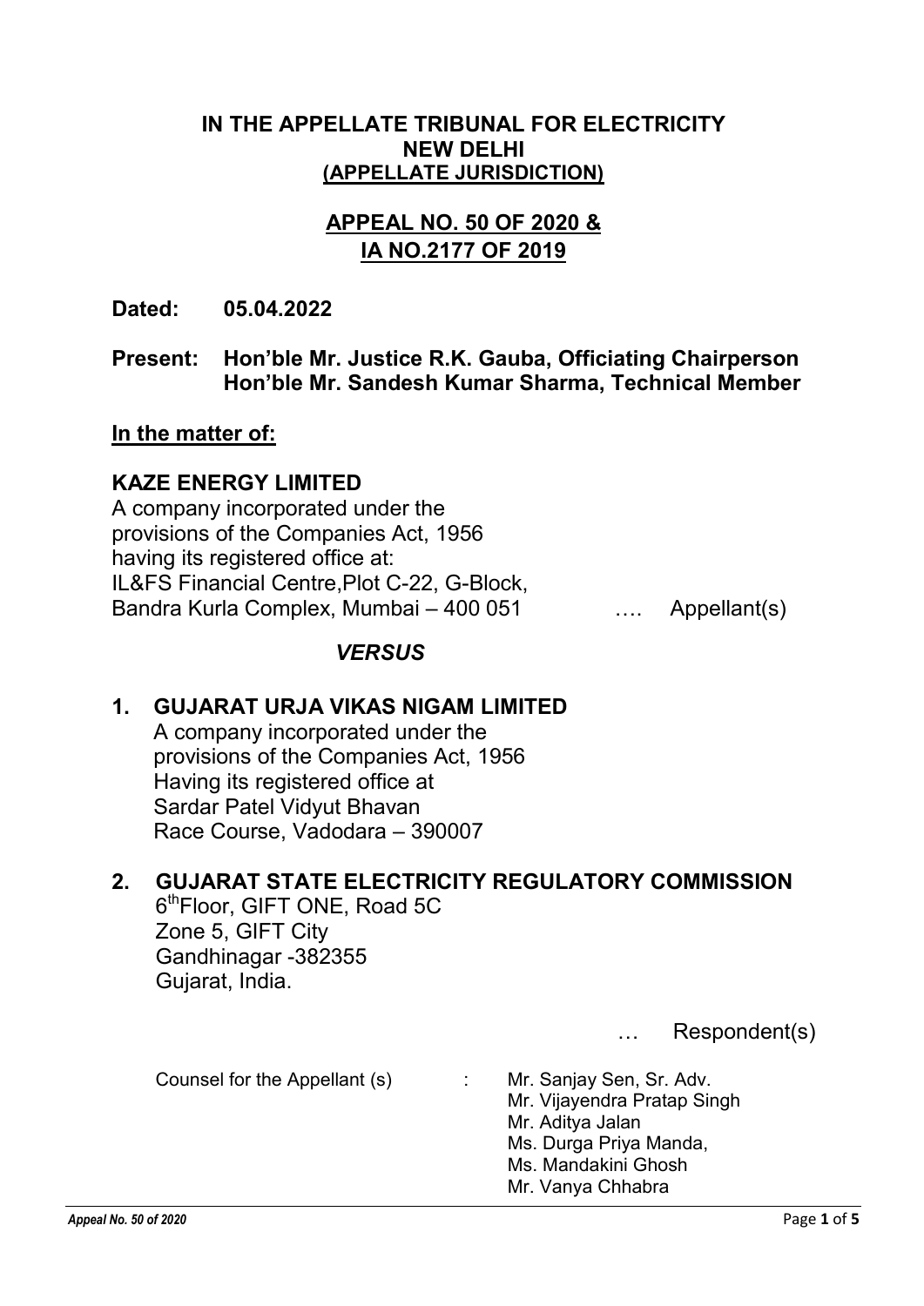**IN THE APPELLATE TRIBUNAL FOR ELECTRICITY**
**NEW DELHI**
**(APPELLATE JURISDICTION)**

**APPEAL NO. 50 OF 2020 &**
**IA NO.2177 OF 2019**

**Dated: 05.04.2022**

**Present: Hon'ble Mr. Justice R.K. Gauba, Officiating Chairperson**
**Hon'ble Mr. Sandesh Kumar Sharma, Technical Member**

**In the matter of:**

**KAZE ENERGY LIMITED**
A company incorporated under the provisions of the Companies Act, 1956 having its registered office at:
IL&FS Financial Centre,Plot C-22, G-Block,
Bandra Kurla Complex, Mumbai – 400 051 …. Appellant(s)

*VERSUS*

1. **GUJARAT URJA VIKAS NIGAM LIMITED**
   A company incorporated under the provisions of the Companies Act, 1956
   Having its registered office at
   Sardar Patel Vidyut Bhavan
   Race Course, Vadodara – 390007

2. **GUJARAT STATE ELECTRICITY REGULATORY COMMISSION**
   6th Floor, GIFT ONE, Road 5C
   Zone 5, GIFT City
   Gandhinagar -382355
   Gujarat, India.

… Respondent(s)

Counsel for the Appellant (s) : Mr. Sanjay Sen, Sr. Adv.
Mr. Vijayendra Pratap Singh
Mr. Aditya Jalan
Ms. Durga Priya Manda,
Ms. Mandakini Ghosh
Mr. Vanya Chhabra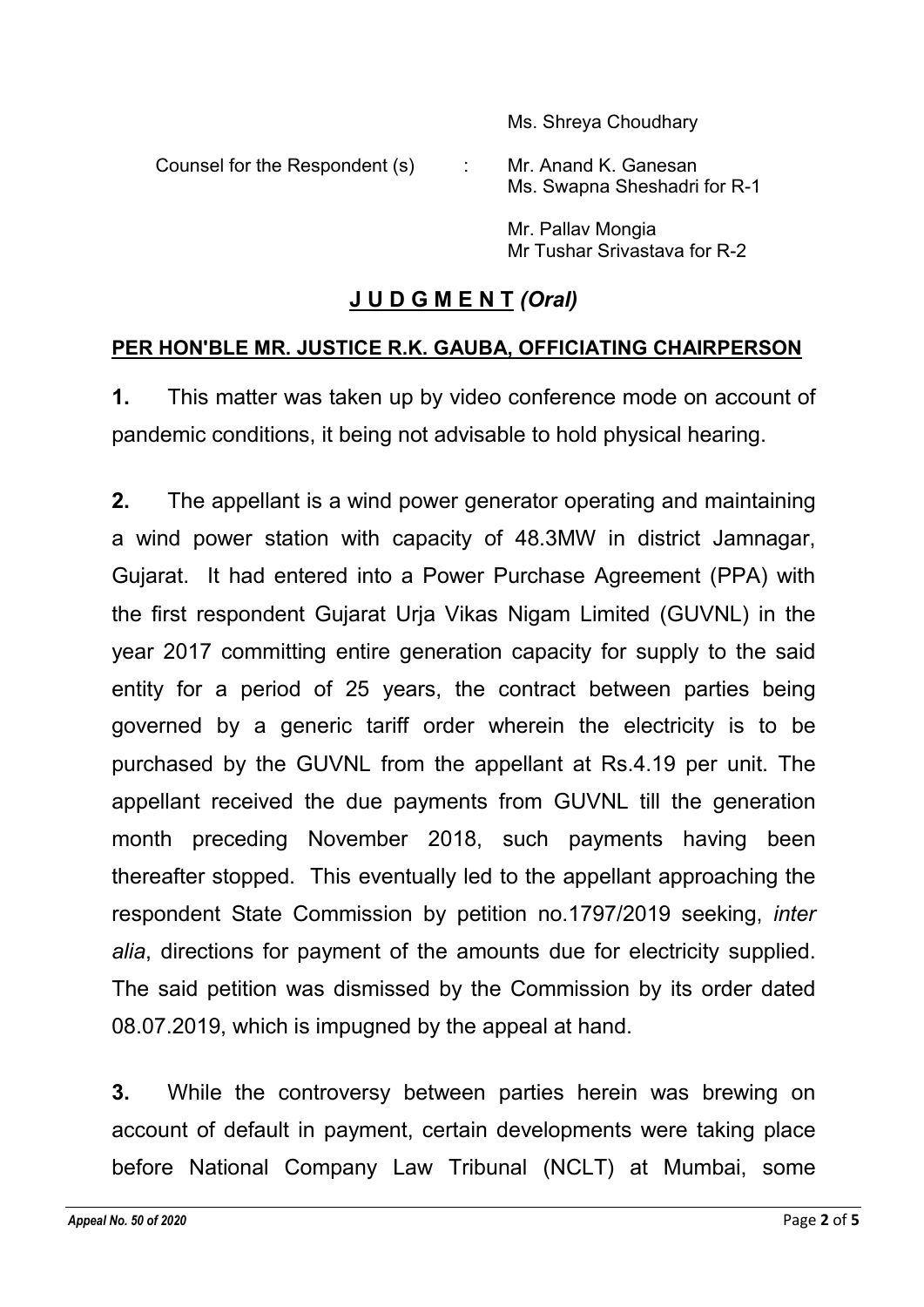Ms. Shreya Choudhary

Counsel for the Respondent (s) : Mr. Anand K. Ganesan
Ms. Swapna Sheshadri for R-1

Mr. Pallav Mongia
Mr Tushar Srivastava for R-2

## **J U D G M E N T** ***(Oral)***

**PER HON'BLE MR. JUSTICE R.K. GAUBA, OFFICIATING CHAIRPERSON**

**1.** This matter was taken up by video conference mode on account of pandemic conditions, it being not advisable to hold physical hearing.

**2.** The appellant is a wind power generator operating and maintaining a wind power station with capacity of 48.3MW in district Jamnagar, Gujarat. It had entered into a Power Purchase Agreement (PPA) with the first respondent Gujarat Urja Vikas Nigam Limited (GUVNL) in the year 2017 committing entire generation capacity for supply to the said entity for a period of 25 years, the contract between parties being governed by a generic tariff order wherein the electricity is to be purchased by the GUVNL from the appellant at Rs.4.19 per unit. The appellant received the due payments from GUVNL till the generation month preceding November 2018, such payments having been thereafter stopped. This eventually led to the appellant approaching the respondent State Commission by petition no.1797/2019 seeking, *inter alia*, directions for payment of the amounts due for electricity supplied. The said petition was dismissed by the Commission by its order dated 08.07.2019, which is impugned by the appeal at hand.

**3.** While the controversy between parties herein was brewing on account of default in payment, certain developments were taking place before National Company Law Tribunal (NCLT) at Mumbai, some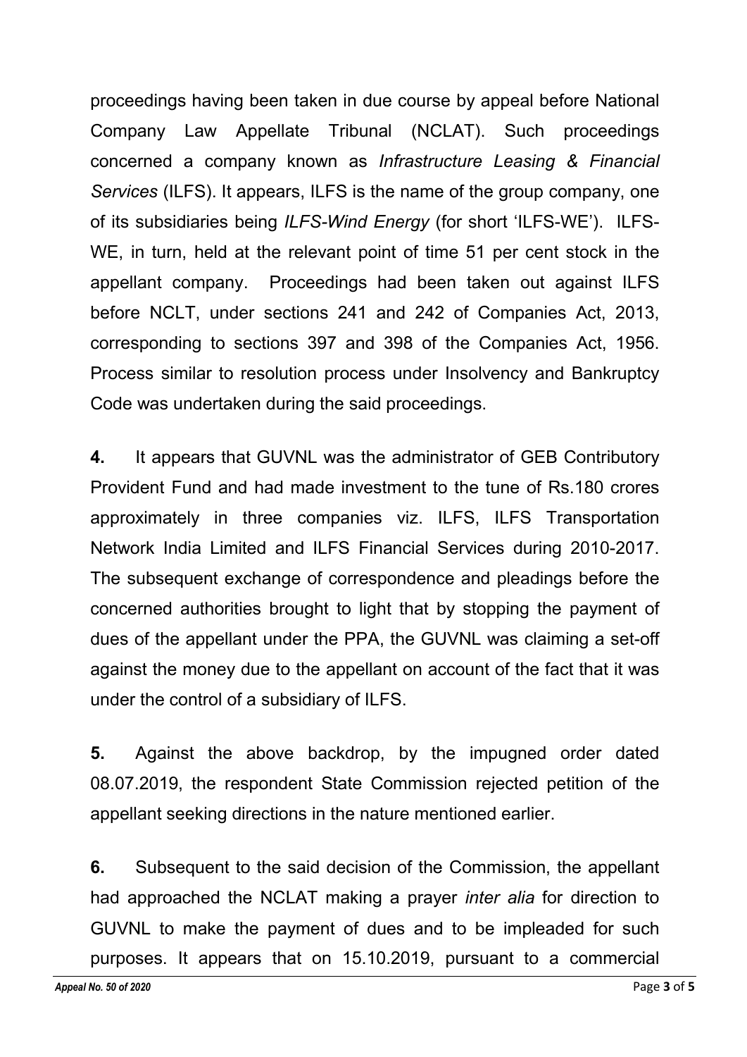proceedings having been taken in due course by appeal before National Company Law Appellate Tribunal (NCLAT). Such proceedings concerned a company known as *Infrastructure Leasing & Financial Services* (ILFS). It appears, ILFS is the name of the group company, one of its subsidiaries being *ILFS-Wind Energy* (for short 'ILFS-WE'). ILFS-WE, in turn, held at the relevant point of time 51 per cent stock in the appellant company. Proceedings had been taken out against ILFS before NCLT, under sections 241 and 242 of Companies Act, 2013, corresponding to sections 397 and 398 of the Companies Act, 1956. Process similar to resolution process under Insolvency and Bankruptcy Code was undertaken during the said proceedings.

**4.** It appears that GUVNL was the administrator of GEB Contributory Provident Fund and had made investment to the tune of Rs.180 crores approximately in three companies viz. ILFS, ILFS Transportation Network India Limited and ILFS Financial Services during 2010-2017. The subsequent exchange of correspondence and pleadings before the concerned authorities brought to light that by stopping the payment of dues of the appellant under the PPA, the GUVNL was claiming a set-off against the money due to the appellant on account of the fact that it was under the control of a subsidiary of ILFS.

**5.** Against the above backdrop, by the impugned order dated 08.07.2019, the respondent State Commission rejected petition of the appellant seeking directions in the nature mentioned earlier.

**6.** Subsequent to the said decision of the Commission, the appellant had approached the NCLAT making a prayer *inter alia* for direction to GUVNL to make the payment of dues and to be impleaded for such purposes. It appears that on 15.10.2019, pursuant to a commercial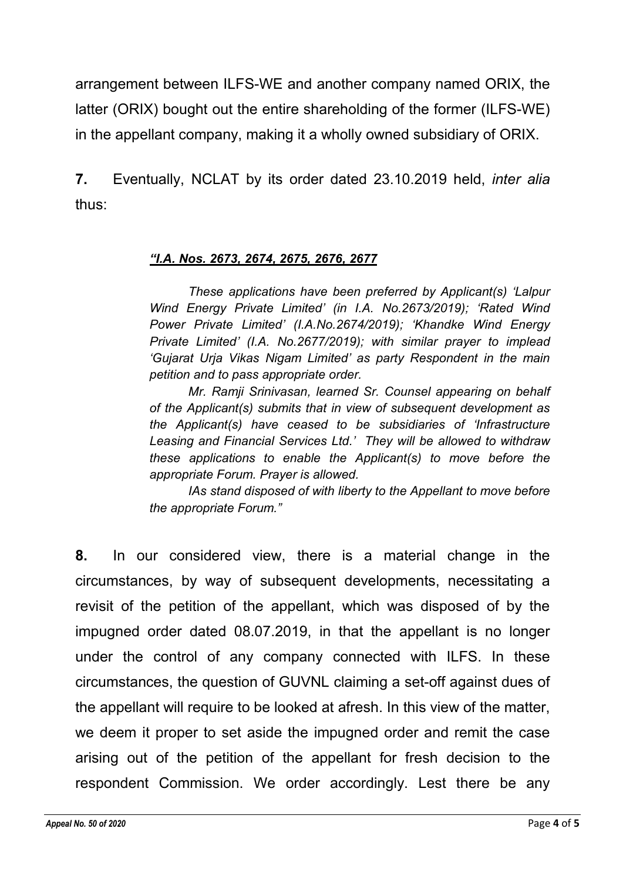arrangement between ILFS-WE and another company named ORIX, the latter (ORIX) bought out the entire shareholding of the former (ILFS-WE) in the appellant company, making it a wholly owned subsidiary of ORIX.

**7.** Eventually, NCLAT by its order dated 23.10.2019 held, *inter alia* thus:

> ***"I.A. Nos. 2673, 2674, 2675, 2676, 2677***
>
> *These applications have been preferred by Applicant(s) 'Lalpur Wind Energy Private Limited' (in I.A. No.2673/2019); 'Rated Wind Power Private Limited' (I.A.No.2674/2019); 'Khandke Wind Energy Private Limited' (I.A. No.2677/2019); with similar prayer to implead 'Gujarat Urja Vikas Nigam Limited' as party Respondent in the main petition and to pass appropriate order.*
>
> *Mr. Ramji Srinivasan, learned Sr. Counsel appearing on behalf of the Applicant(s) submits that in view of subsequent development as the Applicant(s) have ceased to be subsidiaries of 'Infrastructure Leasing and Financial Services Ltd.' They will be allowed to withdraw these applications to enable the Applicant(s) to move before the appropriate Forum. Prayer is allowed.*
>
> *IAs stand disposed of with liberty to the Appellant to move before the appropriate Forum."*

**8.** In our considered view, there is a material change in the circumstances, by way of subsequent developments, necessitating a revisit of the petition of the appellant, which was disposed of by the impugned order dated 08.07.2019, in that the appellant is no longer under the control of any company connected with ILFS. In these circumstances, the question of GUVNL claiming a set-off against dues of the appellant will require to be looked at afresh. In this view of the matter, we deem it proper to set aside the impugned order and remit the case arising out of the petition of the appellant for fresh decision to the respondent Commission. We order accordingly. Lest there be any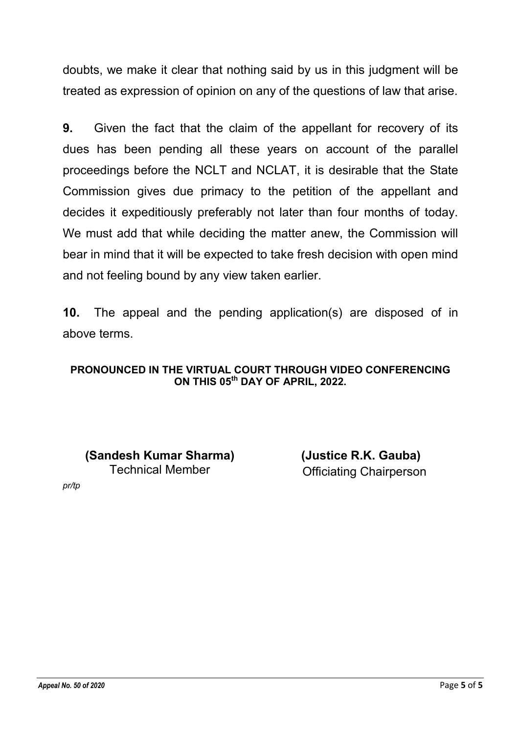doubts, we make it clear that nothing said by us in this judgment will be treated as expression of opinion on any of the questions of law that arise.

**9.** Given the fact that the claim of the appellant for recovery of its dues has been pending all these years on account of the parallel proceedings before the NCLT and NCLAT, it is desirable that the State Commission gives due primacy to the petition of the appellant and decides it expeditiously preferably not later than four months of today. We must add that while deciding the matter anew, the Commission will bear in mind that it will be expected to take fresh decision with open mind and not feeling bound by any view taken earlier.

**10.** The appeal and the pending application(s) are disposed of in above terms.

**PRONOUNCED IN THE VIRTUAL COURT THROUGH VIDEO CONFERENCING ON THIS 05th DAY OF APRIL, 2022.**

**(Sandesh Kumar Sharma)**
Technical Member

**(Justice R.K. Gauba)**
Officiating Chairperson

*pr/tp*